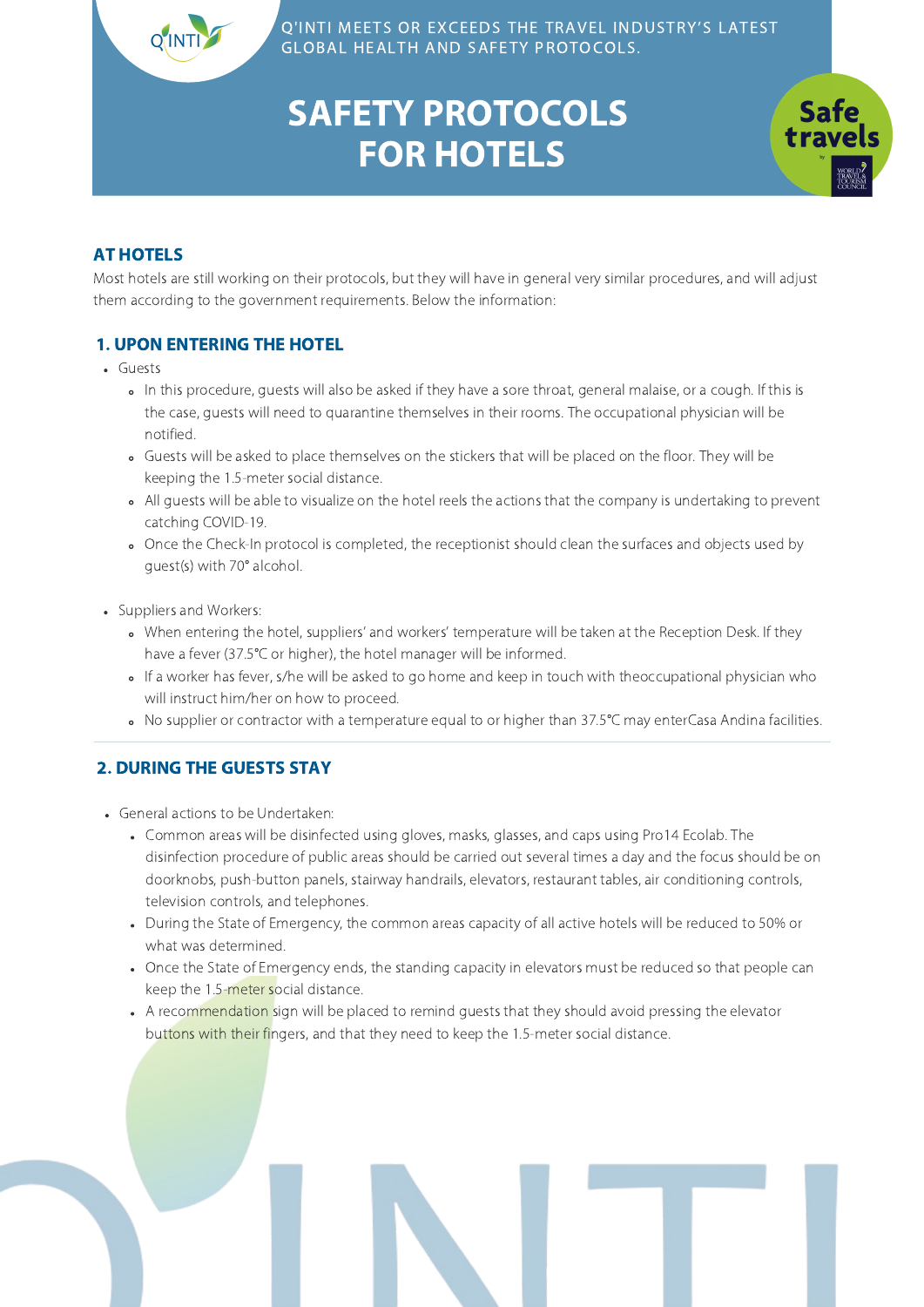Q'INTI MEETS OR EXCEEDS THE TRAVEL INDUSTRY'S LATEST GLOBAL HEALTH AND SAFETY PROTOCOLS.

# SAFETY PROTOCOLS FOR HOTELS

## AT HOTELS

Most hotels are still working on their protocols, but they will have in general very similar procedures, and will adjust them according to the government requirements. Below the information:

### 1. UPON ENTERING THE HOTEL

- Guests
  - In this procedure, guests will also be asked if they have a sore throat, general malaise, or a cough. If this is the case, guests will need to quarantine themselves in their rooms. The occupational physician will be notified.
  - Guests will be asked to place themselves on the stickers that will be placed on the floor. They will be keeping the 1.5-meter social distance.
  - All guests will be able to visualize on the hotel reels the actions that the company is undertaking to prevent catching COVID-19.
  - Once the Check-In protocol is completed, the receptionist should clean the surfaces and objects used by guest(s) with 70° alcohol.

- Suppliers and Workers:
  - When entering the hotel, suppliers' and workers' temperature will be taken at the Reception Desk. If they have a fever (37.5°C or higher), the hotel manager will be informed.
  - If a worker has fever, s/he will be asked to go home and keep in touch with theoccupational physician who will instruct him/her on how to proceed.
  - No supplier or contractor with a temperature equal to or higher than 37.5°C may enterCasa Andina facilities.

### 2. DURING THE GUESTS STAY

- General actions to be Undertaken:
  - Common areas will be disinfected using gloves, masks, glasses, and caps using Pro14 Ecolab. The disinfection procedure of public areas should be carried out several times a day and the focus should be on doorknobs, push-button panels, stairway handrails, elevators, restaurant tables, air conditioning controls, television controls, and telephones.
  - During the State of Emergency, the common areas capacity of all active hotels will be reduced to 50% or what was determined.
  - Once the State of Emergency ends, the standing capacity in elevators must be reduced so that people can keep the 1.5-meter social distance.
  - A recommendation sign will be placed to remind guests that they should avoid pressing the elevator buttons with their fingers, and that they need to keep the 1.5-meter social distance.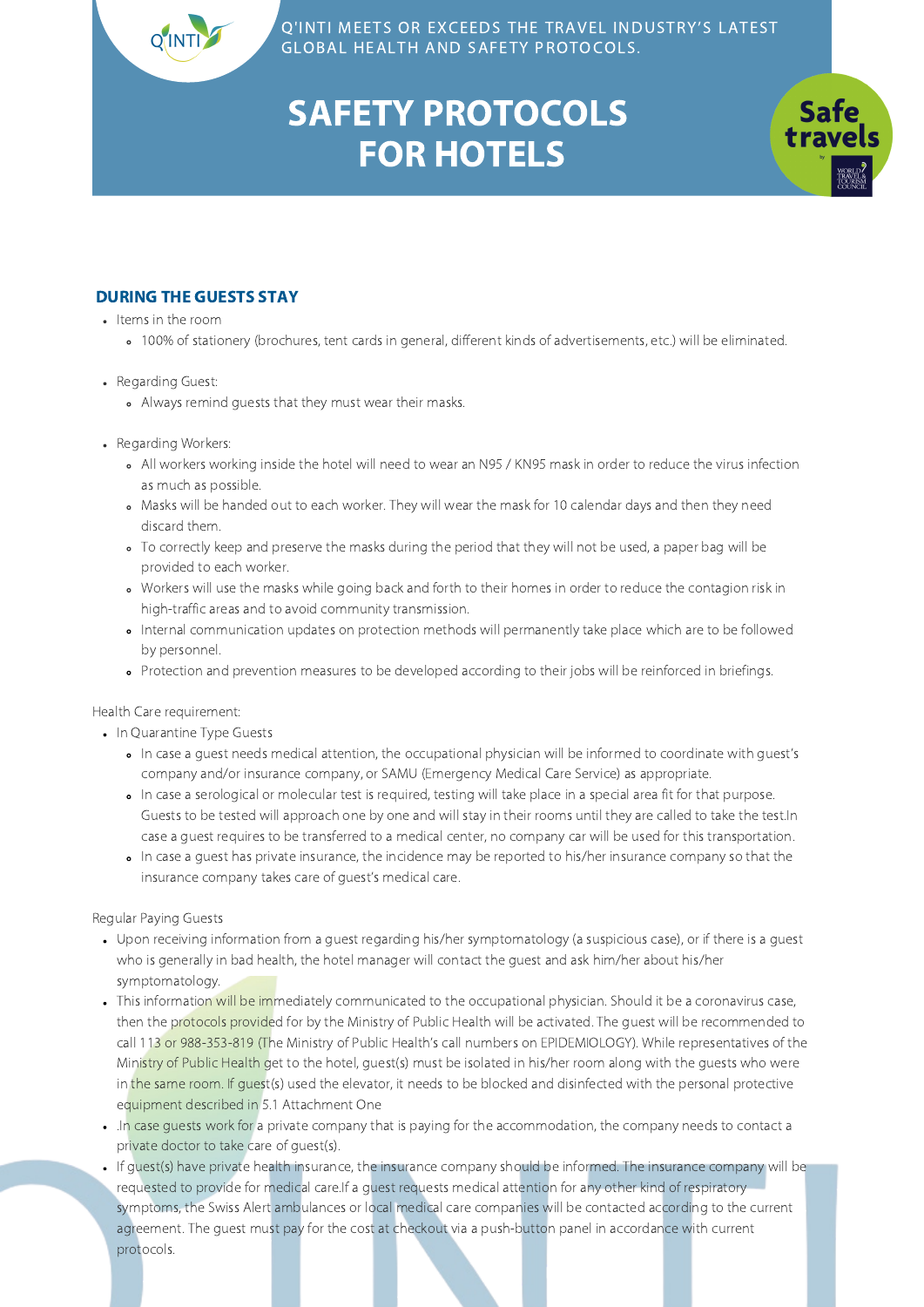Q'INTI MEETS OR EXCEEDS THE TRAVEL INDUSTRY'S LATEST GLOBAL HEALTH AND SAFETY PROTOCOLS.

# SAFETY PROTOCOLS FOR HOTELS

## DURING THE GUESTS STAY

- Items in the room
  - 100% of stationery (brochures, tent cards in general, different kinds of advertisements, etc.) will be eliminated.

- Regarding Guest:
  - Always remind guests that they must wear their masks.

- Regarding Workers:
  - All workers working inside the hotel will need to wear an N95 / KN95 mask in order to reduce the virus infection as much as possible.
  - Masks will be handed out to each worker. They will wear the mask for 10 calendar days and then they need discard them.
  - To correctly keep and preserve the masks during the period that they will not be used, a paper bag will be provided to each worker.
  - Workers will use the masks while going back and forth to their homes in order to reduce the contagion risk in high-traffic areas and to avoid community transmission.
  - Internal communication updates on protection methods will permanently take place which are to be followed by personnel.
  - Protection and prevention measures to be developed according to their jobs will be reinforced in briefings.

Health Care requirement:

- In Quarantine Type Guests
  - In case a guest needs medical attention, the occupational physician will be informed to coordinate with guest's company and/or insurance company, or SAMU (Emergency Medical Care Service) as appropriate.
  - In case a serological or molecular test is required, testing will take place in a special area fit for that purpose. Guests to be tested will approach one by one and will stay in their rooms until they are called to take the test.In case a guest requires to be transferred to a medical center, no company car will be used for this transportation.
  - In case a guest has private insurance, the incidence may be reported to his/her insurance company so that the insurance company takes care of guest's medical care.

Regular Paying Guests

- Upon receiving information from a guest regarding his/her symptomatology (a suspicious case), or if there is a guest who is generally in bad health, the hotel manager will contact the guest and ask him/her about his/her symptomatology.
- This information will be immediately communicated to the occupational physician. Should it be a coronavirus case, then the protocols provided for by the Ministry of Public Health will be activated. The guest will be recommended to call 113 or 988-353-819 (The Ministry of Public Health's call numbers on EPIDEMIOLOGY). While representatives of the Ministry of Public Health get to the hotel, guest(s) must be isolated in his/her room along with the guests who were in the same room. If guest(s) used the elevator, it needs to be blocked and disinfected with the personal protective equipment described in 5.1 Attachment One
- .In case guests work for a private company that is paying for the accommodation, the company needs to contact a private doctor to take care of guest(s).
- If guest(s) have private health insurance, the insurance company should be informed. The insurance company will be requested to provide for medical care.If a guest requests medical attention for any other kind of respiratory symptoms, the Swiss Alert ambulances or local medical care companies will be contacted according to the current agreement. The guest must pay for the cost at checkout via a push-button panel in accordance with current protocols.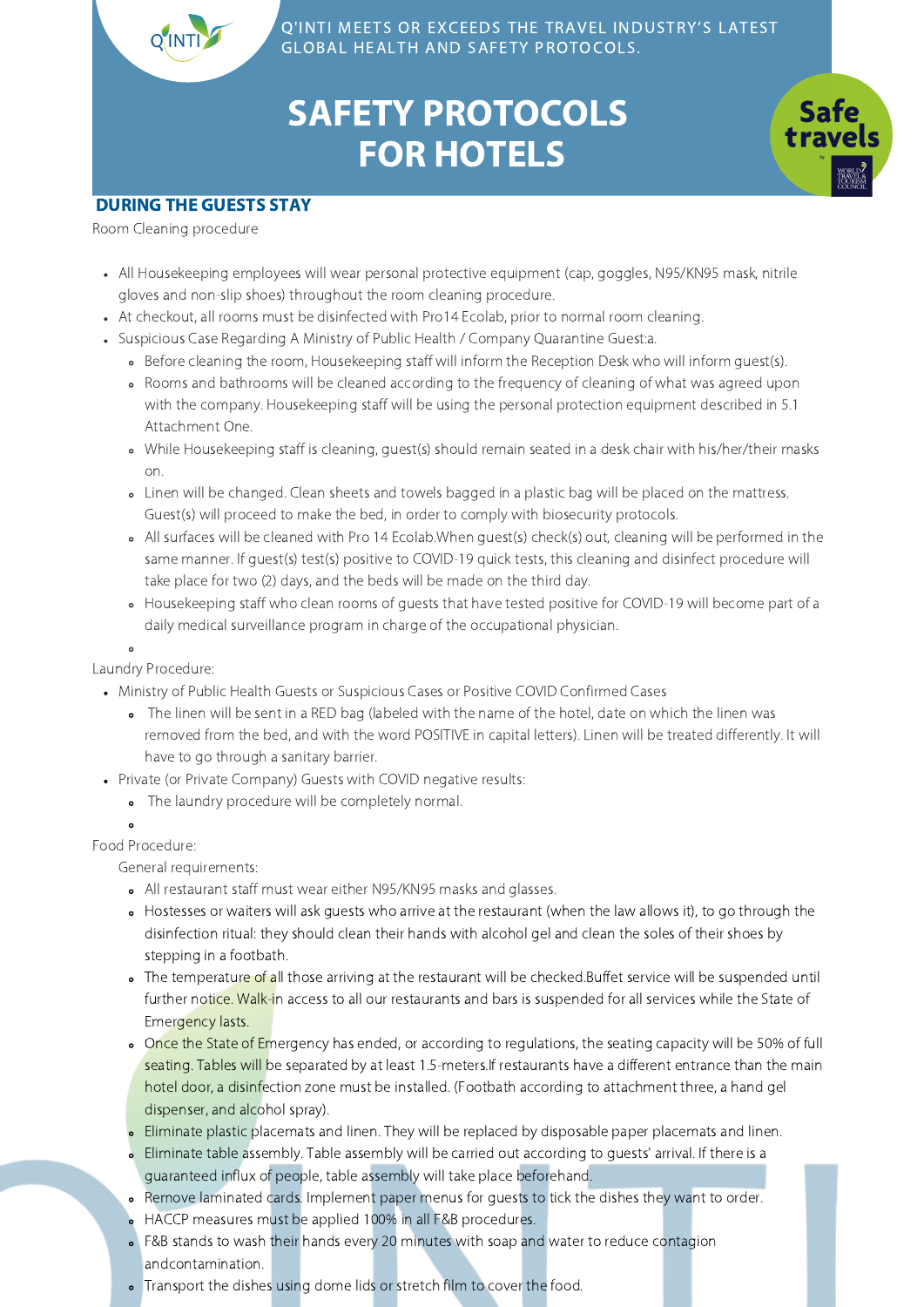Q'INTI MEETS OR EXCEEDS THE TRAVEL INDUSTRY'S LATEST GLOBAL HEALTH AND SAFETY PROTOCOLS.

# SAFETY PROTOCOLS FOR HOTELS

## DURING THE GUESTS STAY

Room Cleaning procedure

- All Housekeeping employees will wear personal protective equipment (cap, goggles, N95/KN95 mask, nitrile gloves and non-slip shoes) throughout the room cleaning procedure.
- At checkout, all rooms must be disinfected with Pro14 Ecolab, prior to normal room cleaning.
- Suspicious Case Regarding A Ministry of Public Health / Company Quarantine Guest:a.
  - Before cleaning the room, Housekeeping staff will inform the Reception Desk who will inform guest(s).
  - Rooms and bathrooms will be cleaned according to the frequency of cleaning of what was agreed upon with the company. Housekeeping staff will be using the personal protection equipment described in 5.1 Attachment One.
  - While Housekeeping staff is cleaning, guest(s) should remain seated in a desk chair with his/her/their masks on.
  - Linen will be changed. Clean sheets and towels bagged in a plastic bag will be placed on the mattress. Guest(s) will proceed to make the bed, in order to comply with biosecurity protocols.
  - All surfaces will be cleaned with Pro 14 Ecolab.When guest(s) check(s) out, cleaning will be performed in the same manner. If guest(s) test(s) positive to COVID-19 quick tests, this cleaning and disinfect procedure will take place for two (2) days, and the beds will be made on the third day.
  - Housekeeping staff who clean rooms of guests that have tested positive for COVID-19 will become part of a daily medical surveillance program in charge of the occupational physician.

Laundry Procedure:

- Ministry of Public Health Guests or Suspicious Cases or Positive COVID Confirmed Cases
  - The linen will be sent in a RED bag (labeled with the name of the hotel, date on which the linen was removed from the bed, and with the word POSITIVE in capital letters). Linen will be treated differently. It will have to go through a sanitary barrier.
- Private (or Private Company) Guests with COVID negative results:
  - The laundry procedure will be completely normal.

Food Procedure:

General requirements:

- All restaurant staff must wear either N95/KN95 masks and glasses.
- Hostesses or waiters will ask guests who arrive at the restaurant (when the law allows it), to go through the disinfection ritual: they should clean their hands with alcohol gel and clean the soles of their shoes by stepping in a footbath.
- The temperature of all those arriving at the restaurant will be checked.Buffet service will be suspended until further notice. Walk-in access to all our restaurants and bars is suspended for all services while the State of Emergency lasts.
- Once the State of Emergency has ended, or according to regulations, the seating capacity will be 50% of full seating. Tables will be separated by at least 1.5-meters.If restaurants have a different entrance than the main hotel door, a disinfection zone must be installed. (Footbath according to attachment three, a hand gel dispenser, and alcohol spray).
- Eliminate plastic placemats and linen. They will be replaced by disposable paper placemats and linen.
- Eliminate table assembly. Table assembly will be carried out according to guests' arrival. If there is a guaranteed influx of people, table assembly will take place beforehand.
- Remove laminated cards. Implement paper menus for guests to tick the dishes they want to order.
- HACCP measures must be applied 100% in all F&B procedures.
- F&B stands to wash their hands every 20 minutes with soap and water to reduce contagion andcontamination.
- Transport the dishes using dome lids or stretch film to cover the food.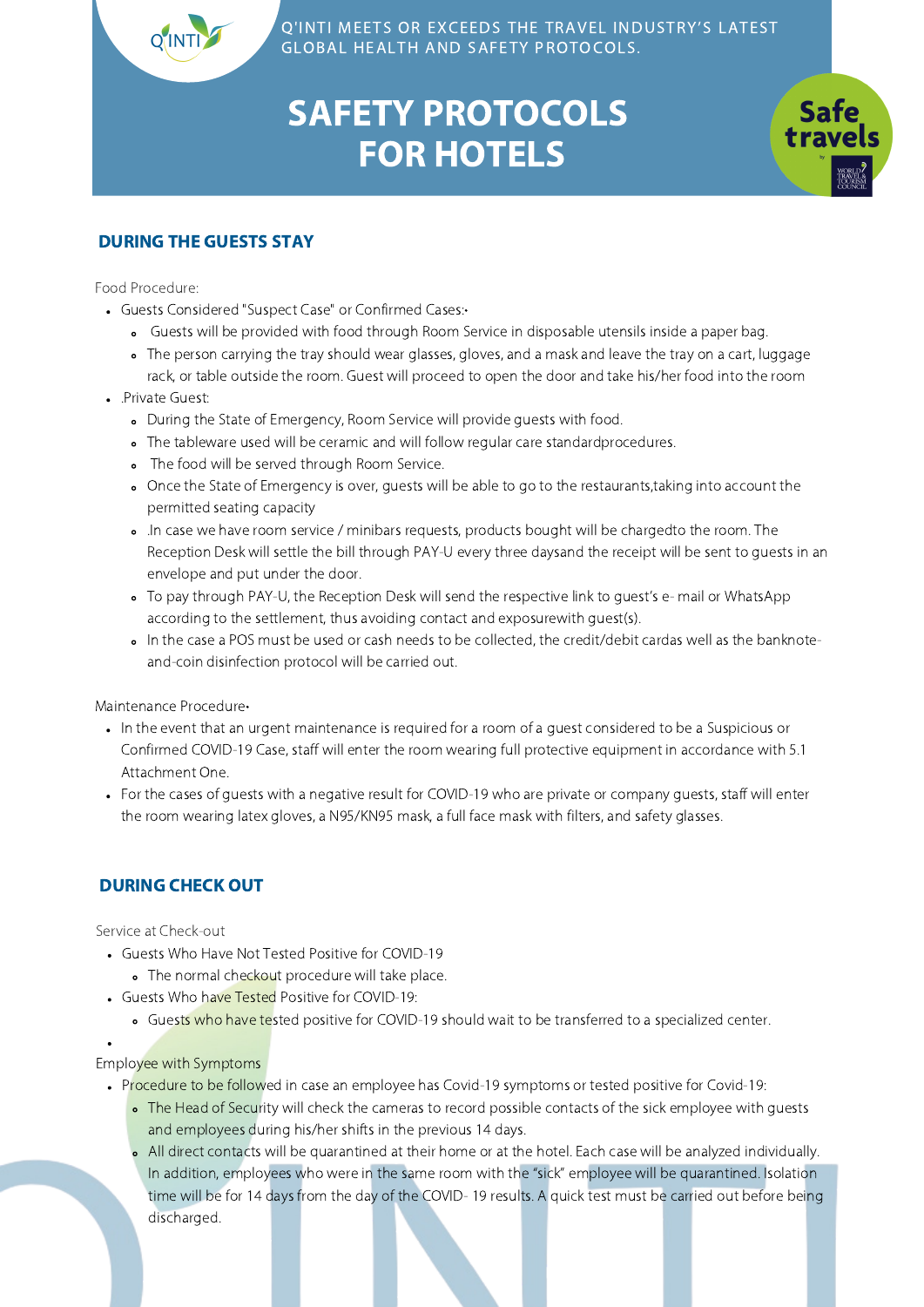Q'INTI MEETS OR EXCEEDS THE TRAVEL INDUSTRY'S LATEST GLOBAL HEALTH AND SAFETY PROTOCOLS.

# SAFETY PROTOCOLS FOR HOTELS

## DURING THE GUESTS STAY

Food Procedure:

- Guests Considered "Suspect Case" or Confirmed Cases:•
  - Guests will be provided with food through Room Service in disposable utensils inside a paper bag.
  - The person carrying the tray should wear glasses, gloves, and a mask and leave the tray on a cart, luggage rack, or table outside the room. Guest will proceed to open the door and take his/her food into the room
- .Private Guest:
  - During the State of Emergency, Room Service will provide guests with food.
  - The tableware used will be ceramic and will follow regular care standardprocedures.
  - The food will be served through Room Service.
  - Once the State of Emergency is over, guests will be able to go to the restaurants,taking into account the permitted seating capacity
  - .In case we have room service / minibars requests, products bought will be chargedto the room. The Reception Desk will settle the bill through PAY-U every three daysand the receipt will be sent to guests in an envelope and put under the door.
  - To pay through PAY-U, the Reception Desk will send the respective link to guest's e- mail or WhatsApp according to the settlement, thus avoiding contact and exposurewith guest(s).
  - In the case a POS must be used or cash needs to be collected, the credit/debit cardas well as the banknote-and-coin disinfection protocol will be carried out.

Maintenance Procedure•

- In the event that an urgent maintenance is required for a room of a guest considered to be a Suspicious or Confirmed COVID-19 Case, staff will enter the room wearing full protective equipment in accordance with 5.1 Attachment One.
- For the cases of guests with a negative result for COVID-19 who are private or company guests, staff will enter the room wearing latex gloves, a N95/KN95 mask, a full face mask with filters, and safety glasses.

## DURING CHECK OUT

Service at Check-out

- Guests Who Have Not Tested Positive for COVID-19
  - The normal checkout procedure will take place.
- Guests Who have Tested Positive for COVID-19:
  - Guests who have tested positive for COVID-19 should wait to be transferred to a specialized center.

Employee with Symptoms

- Procedure to be followed in case an employee has Covid-19 symptoms or tested positive for Covid-19:
  - The Head of Security will check the cameras to record possible contacts of the sick employee with guests and employees during his/her shifts in the previous 14 days.
  - All direct contacts will be quarantined at their home or at the hotel. Each case will be analyzed individually. In addition, employees who were in the same room with the "sick" employee will be quarantined. Isolation time will be for 14 days from the day of the COVID- 19 results. A quick test must be carried out before being discharged.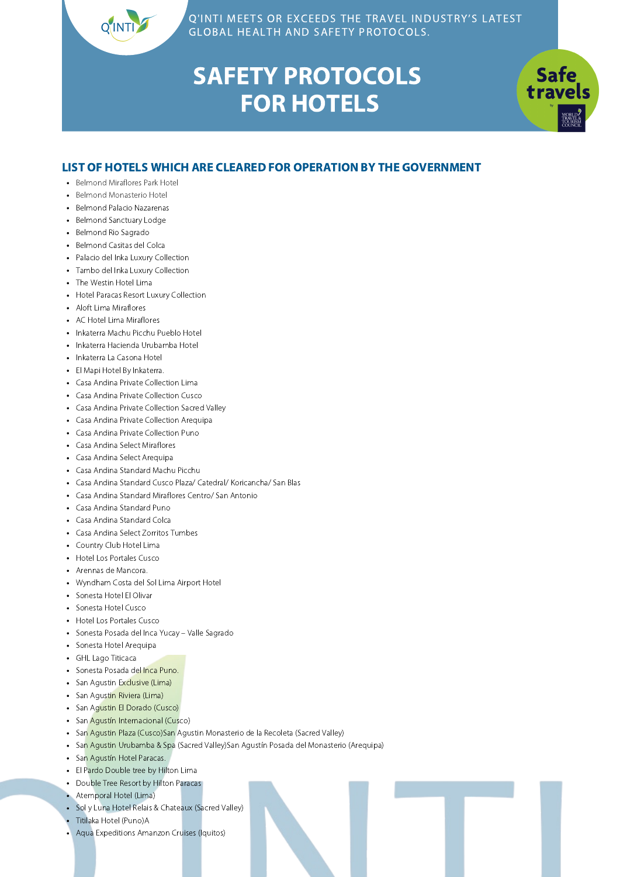Q'INTI MEETS OR EXCEEDS THE TRAVEL INDUSTRY'S LATEST GLOBAL HEALTH AND SAFETY PROTOCOLS.

# SAFETY PROTOCOLS FOR HOTELS

Safe travels by WORLD TRAVEL & TOURISM COUNCIL

## LIST OF HOTELS WHICH ARE CLEARED FOR OPERATION BY THE GOVERNMENT

- Belmond Miraflores Park Hotel
- Belmond Monasterio Hotel
- Belmond Palacio Nazarenas
- Belmond Sanctuary Lodge
- Belmond Rio Sagrado
- Belmond Casitas del Colca
- Palacio del Inka Luxury Collection
- Tambo del Inka Luxury Collection
- The Westin Hotel Lima
- Hotel Paracas Resort Luxury Collection
- Aloft Lima Miraflores
- AC Hotel Lima Miraflores
- Inkaterra Machu Picchu Pueblo Hotel
- Inkaterra Hacienda Urubamba Hotel
- Inkaterra La Casona Hotel
- El Mapi Hotel By Inkaterra.
- Casa Andina Private Collection Lima
- Casa Andina Private Collection Cusco
- Casa Andina Private Collection Sacred Valley
- Casa Andina Private Collection Arequipa
- Casa Andina Private Collection Puno
- Casa Andina Select Miraflores
- Casa Andina Select Arequipa
- Casa Andina Standard Machu Picchu
- Casa Andina Standard Cusco Plaza/ Catedral/ Koricancha/ San Blas
- Casa Andina Standard Miraflores Centro/ San Antonio
- Casa Andina Standard Puno
- Casa Andina Standard Colca
- Casa Andina Select Zorritos Tumbes
- Country Club Hotel Lima
- Hotel Los Portales Cusco
- Arennas de Mancora.
- Wyndham Costa del Sol Lima Airport Hotel
- Sonesta Hotel El Olivar
- Sonesta Hotel Cusco
- Hotel Los Portales Cusco
- Sonesta Posada del Inca Yucay – Valle Sagrado
- Sonesta Hotel Arequipa
- GHL Lago Titicaca
- Sonesta Posada del Inca Puno.
- San Agustin Exclusive (Lima)
- San Agustin Riviera (Lima)
- San Agustin El Dorado (Cusco)
- San Agustín Internacional (Cusco)
- San Agustin Plaza (Cusco)San Agustin Monasterio de la Recoleta (Sacred Valley)
- San Agustin Urubamba & Spa (Sacred Valley)San Agustín Posada del Monasterio (Arequipa)
- San Agustín Hotel Paracas.
- El Pardo Double tree by Hilton Lima
- Double Tree Resort by Hilton Paracas
- Atemporal Hotel (Lima)
- Sol y Luna Hotel Relais & Chateaux (Sacred Valley)
- Titilaka Hotel (Puno)A
- Aqua Expeditions Amanzon Cruises (Iquitos)